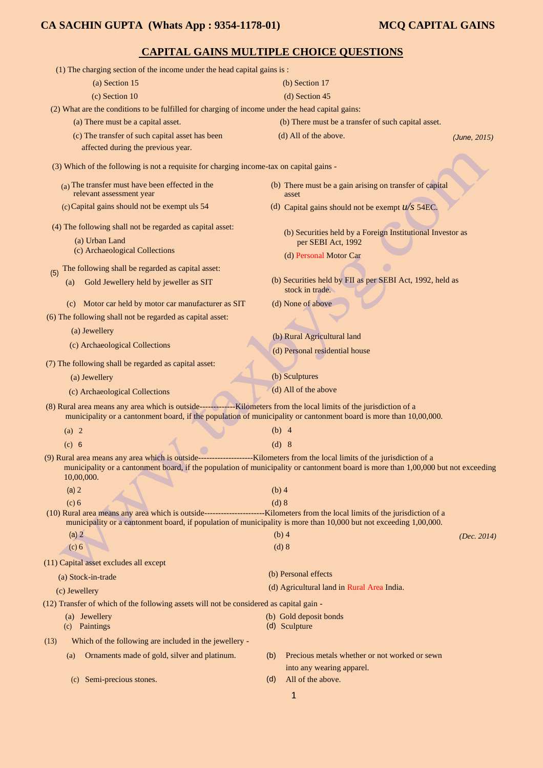# CAPITAL GAINS MULTIPLE CHOICE QUESTIONS

(1) The charging section of the income under the head capital gains is :

(a) Section 15
(b) Section 17
(c) Section 10
(d) Section 45

(2) What are the conditions to be fulfilled for charging of income under the head capital gains:

(a) There must be a capital asset.
(b) There must be a transfer of such capital asset.
(c) The transfer of such capital asset has been affected during the previous year.
(d) All of the above.

*(June, 2015)*

(3) Which of the following is not a requisite for charging income-tax on capital gains -

(a) The transfer must have been effected in the relevant assessment year
(b) There must be a gain arising on transfer of capital asset
(c) Capital gains should not be exempt uls 54
(d) Capital gains should not be exempt *u/s* 54EC.

(4) The following shall not be regarded as capital asset:

(a) Urban Land
(b) Securities held by a Foreign Institutional Investor as per SEBI Act, 1992
(c) Archaeological Collections
(d) Personal Motor Car

(5) The following shall be regarded as capital asset:

(a) Gold Jewellery held by jeweller as SIT
(b) Securities held by FII as per SEBI Act, 1992, held as stock in trade.
(c) Motor car held by motor car manufacturer as SIT
(d) None of above

(6) The following shall not be regarded as capital asset:

(a) Jewellery
(b) Rural Agricultural land
(c) Archaeological Collections
(d) Personal residential house

(7) The following shall be regarded as capital asset:

(a) Jewellery
(b) Sculptures
(c) Archaeological Collections
(d) All of the above

(8) Rural area means any area which is outside-------------Kilometers from the local limits of the jurisdiction of a municipality or a cantonment board, if the population of municipality or cantonment board is more than 10,00,000.

(a) 2
(b) 4
(c) 6
(d) 8

(9) Rural area means any area which is outside--------------------Kilometers from the local limits of the jurisdiction of a municipality or a cantonment board, if the population of municipality or cantonment board is more than 1,00,000 but not exceeding 10,00,000.

(a) 2
(b) 4
(c) 6
(d) 8

(10) Rural area means any area which is outside---------------------Kilometers from the local limits of the jurisdiction of a municipality or a cantonment board, if population of municipality is more than 10,000 but not exceeding 1,00,000.

(a) 2
(b) 4
(c) 6
(d) 8

*(Dec. 2014)*

(11) Capital asset excludes all except

(a) Stock-in-trade
(b) Personal effects
(c) Jewellery
(d) Agricultural land in Rural Area India.

(12) Transfer of which of the following assets will not be considered as capital gain -

(a) Jewellery
(b) Gold deposit bonds
(c) Paintings
(d) Sculpture

(13) Which of the following are included in the jewellery -

(a) Ornaments made of gold, silver and platinum.
(b) Precious metals whether or not worked or sewn into any wearing apparel.
(c) Semi-precious stones.
(d) All of the above.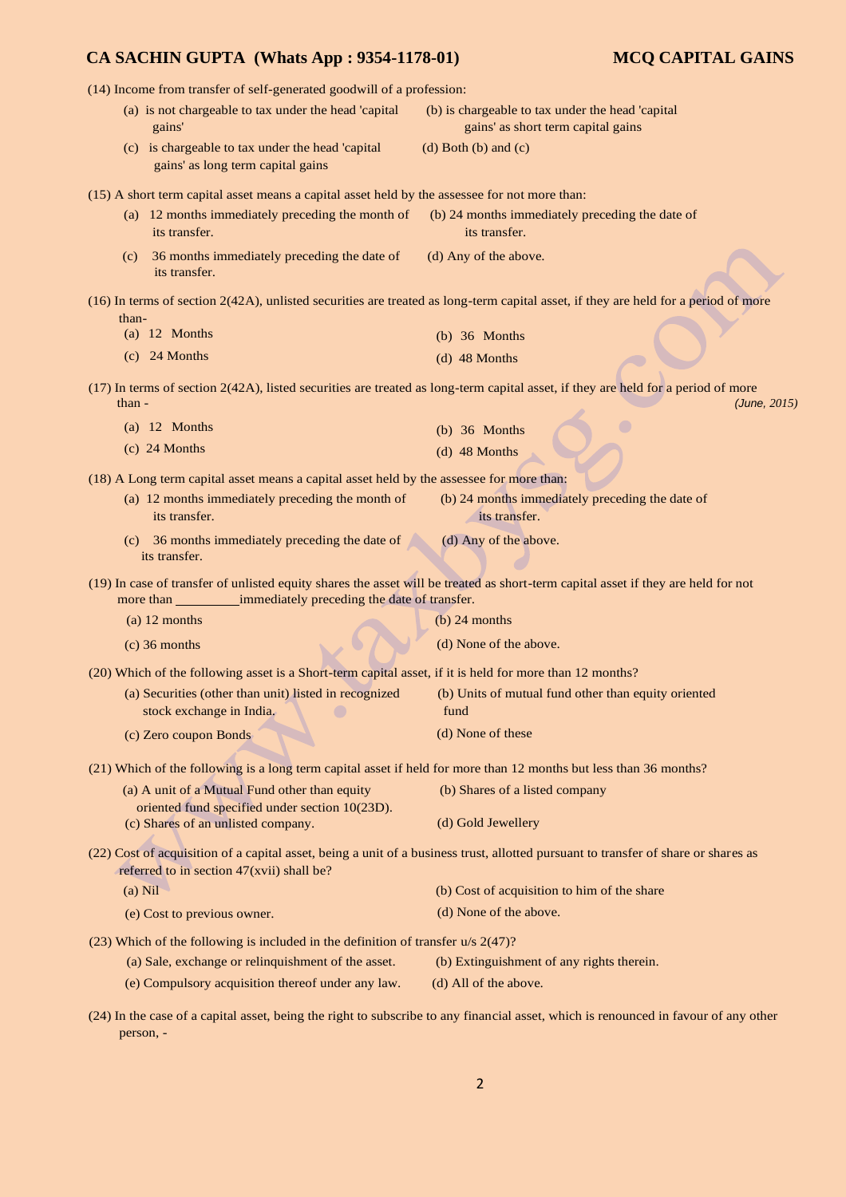(14) Income from transfer of self-generated goodwill of a profession:

(a) is not chargeable to tax under the head 'capital gains'
(b) is chargeable to tax under the head 'capital gains' as short term capital gains
(c) is chargeable to tax under the head 'capital gains' as long term capital gains
(d) Both (b) and (c)

(15) A short term capital asset means a capital asset held by the assessee for not more than:

(a) 12 months immediately preceding the month of its transfer.
(b) 24 months immediately preceding the date of its transfer.
(c) 36 months immediately preceding the date of its transfer.
(d) Any of the above.

(16) In terms of section 2(42A), unlisted securities are treated as long-term capital asset, if they are held for a period of more than-

(a) 12 Months
(b) 36 Months
(c) 24 Months
(d) 48 Months

(17) In terms of section 2(42A), listed securities are treated as long-term capital asset, if they are held for a period of more than - *(June, 2015)*

(a) 12 Months
(b) 36 Months
(c) 24 Months
(d) 48 Months

(18) A Long term capital asset means a capital asset held by the assessee for more than:

(a) 12 months immediately preceding the month of its transfer.
(b) 24 months immediately preceding the date of its transfer.
(c) 36 months immediately preceding the date of its transfer.
(d) Any of the above.

(19) In case of transfer of unlisted equity shares the asset will be treated as short-term capital asset if they are held for not more than _________ immediately preceding the date of transfer.

(a) 12 months
(b) 24 months
(c) 36 months
(d) None of the above.

(20) Which of the following asset is a Short-term capital asset, if it is held for more than 12 months?

(a) Securities (other than unit) listed in recognized stock exchange in India.
(b) Units of mutual fund other than equity oriented fund
(c) Zero coupon Bonds
(d) None of these

(21) Which of the following is a long term capital asset if held for more than 12 months but less than 36 months?

(a) A unit of a Mutual Fund other than equity oriented fund specified under section 10(23D).
(b) Shares of a listed company
(c) Shares of an unlisted company.
(d) Gold Jewellery

(22) Cost of acquisition of a capital asset, being a unit of a business trust, allotted pursuant to transfer of share or shares as referred to in section 47(xvii) shall be?

(a) Nil
(b) Cost of acquisition to him of the share
(e) Cost to previous owner.
(d) None of the above.

(23) Which of the following is included in the definition of transfer u/s 2(47)?

(a) Sale, exchange or relinquishment of the asset.
(b) Extinguishment of any rights therein.
(e) Compulsory acquisition thereof under any law.
(d) All of the above.

(24) In the case of a capital asset, being the right to subscribe to any financial asset, which is renounced in favour of any other person, -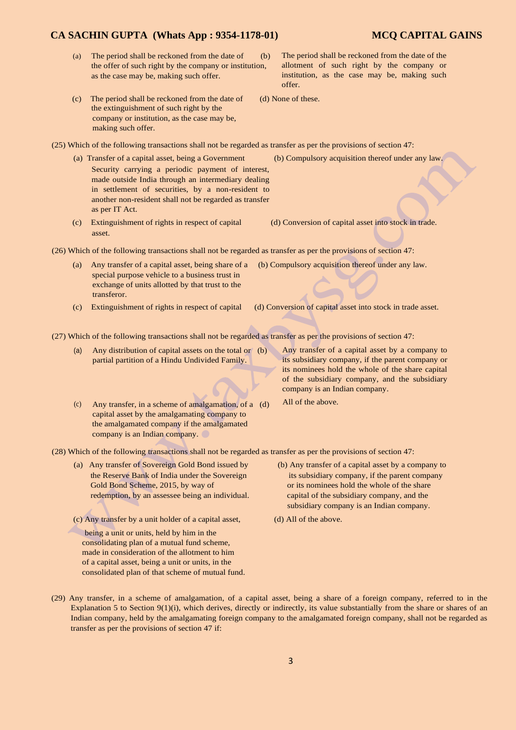(a) The period shall be reckoned from the date of the offer of such right by the company or institution, as the case may be, making such offer.

(b) The period shall be reckoned from the date of the allotment of such right by the company or institution, as the case may be, making such offer.

(c) The period shall be reckoned from the date of the extinguishment of such right by the company or institution, as the case may be, making such offer.

(d) None of these.

(25) Which of the following transactions shall not be regarded as transfer as per the provisions of section 47:

(a) Transfer of a capital asset, being a Government Security carrying a periodic payment of interest, made outside India through an intermediary dealing in settlement of securities, by a non-resident to another non-resident shall not be regarded as transfer as per IT Act.

(b) Compulsory acquisition thereof under any law.

(c) Extinguishment of rights in respect of capital asset.

(d) Conversion of capital asset into stock in trade.

(26) Which of the following transactions shall not be regarded as transfer as per the provisions of section 47:

(a) Any transfer of a capital asset, being share of a special purpose vehicle to a business trust in exchange of units allotted by that trust to the transferor.

(b) Compulsory acquisition thereof under any law.

(c) Extinguishment of rights in respect of capital

(d) Conversion of capital asset into stock in trade asset.

(27) Which of the following transactions shall not be regarded as transfer as per the provisions of section 47:

(a) Any distribution of capital assets on the total or partial partition of a Hindu Undivided Family.

(b) Any transfer of a capital asset by a company to its subsidiary company, if the parent company or its nominees hold the whole of the share capital of the subsidiary company, and the subsidiary company is an Indian company.

(c) Any transfer, in a scheme of amalgamation, of a capital asset by the amalgamating company to the amalgamated company if the amalgamated company is an Indian company.

(d) All of the above.

(28) Which of the following transactions shall not be regarded as transfer as per the provisions of section 47:

(a) Any transfer of Sovereign Gold Bond issued by the Reserve Bank of India under the Sovereign Gold Bond Scheme, 2015, by way of redemption, by an assessee being an individual.

(b) Any transfer of a capital asset by a company to its subsidiary company, if the parent company or its nominees hold the whole of the share capital of the subsidiary company, and the subsidiary company is an Indian company.

(c) Any transfer by a unit holder of a capital asset, being a unit or units, held by him in the consolidating plan of a mutual fund scheme, made in consideration of the allotment to him of a capital asset, being a unit or units, in the consolidated plan of that scheme of mutual fund.

(d) All of the above.

(29) Any transfer, in a scheme of amalgamation, of a capital asset, being a share of a foreign company, referred to in the Explanation 5 to Section 9(1)(i), which derives, directly or indirectly, its value substantially from the share or shares of an Indian company, held by the amalgamating foreign company to the amalgamated foreign company, shall not be regarded as transfer as per the provisions of section 47 if: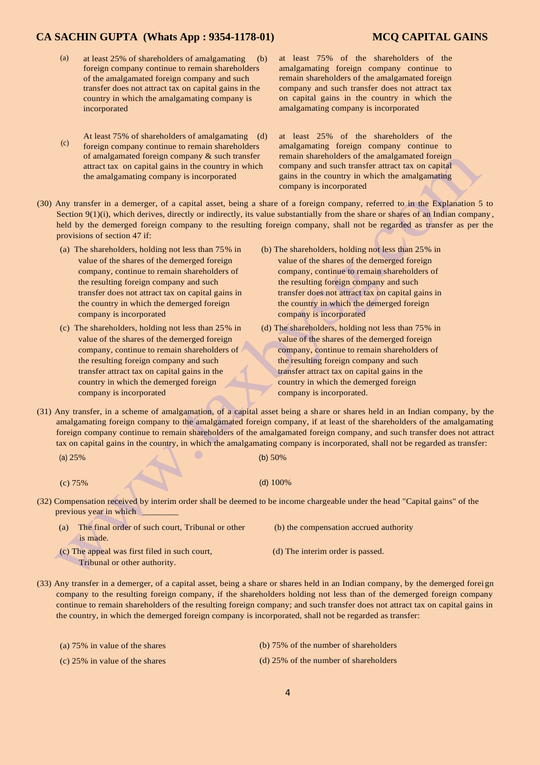(a) at least 25% of shareholders of amalgamating foreign company continue to remain shareholders of the amalgamated foreign company and such transfer does not attract tax on capital gains in the country in which the amalgamating company is incorporated

(b) at least 75% of the shareholders of the amalgamating foreign company continue to remain shareholders of the amalgamated foreign company and such transfer does not attract tax on capital gains in the country in which the amalgamating company is incorporated

(c) At least 75% of shareholders of amalgamating foreign company continue to remain shareholders of amalgamated foreign company & such transfer attract tax on capital gains in the country in which the amalgamating company is incorporated

(d) at least 25% of the shareholders of the amalgamating foreign company continue to remain shareholders of the amalgamated foreign company and such transfer attract tax on capital gains in the country in which the amalgamating company is incorporated

(30) Any transfer in a demerger, of a capital asset, being a share of a foreign company, referred to in the Explanation 5 to Section 9(1)(i), which derives, directly or indirectly, its value substantially from the share or shares of an Indian company, held by the demerged foreign company to the resulting foreign company, shall not be regarded as transfer as per the provisions of section 47 if:

(a) The shareholders, holding not less than 75% in value of the shares of the demerged foreign company, continue to remain shareholders of the resulting foreign company and such transfer does not attract tax on capital gains in the country in which the demerged foreign company is incorporated

(b) The shareholders, holding not less than 25% in value of the shares of the demerged foreign company, continue to remain shareholders of the resulting foreign company and such transfer does not attract tax on capital gains in the country in which the demerged foreign company is incorporated

(c) The shareholders, holding not less than 25% in value of the shares of the demerged foreign company, continue to remain shareholders of the resulting foreign company and such transfer attract tax on capital gains in the country in which the demerged foreign company is incorporated

(d) The shareholders, holding not less than 75% in value of the shares of the demerged foreign company, continue to remain shareholders of the resulting foreign company and such transfer attract tax on capital gains in the country in which the demerged foreign company is incorporated.

(31) Any transfer, in a scheme of amalgamation, of a capital asset being a share or shares held in an Indian company, by the amalgamating foreign company to the amalgamated foreign company, if at least of the shareholders of the amalgamating foreign company continue to remain shareholders of the amalgamated foreign company, and such transfer does not attract tax on capital gains in the country, in which the amalgamating company is incorporated, shall not be regarded as transfer:

(a) 25%

(b) 50%

(c) 75%

(d) 100%

(32) Compensation received by interim order shall be deemed to be income chargeable under the head "Capital gains" of the previous year in which ________

(a) The final order of such court, Tribunal or other is made.

(b) the compensation accrued authority

(c) The appeal was first filed in such court, Tribunal or other authority.

(d) The interim order is passed.

(33) Any transfer in a demerger, of a capital asset, being a share or shares held in an Indian company, by the demerged foreign company to the resulting foreign company, if the shareholders holding not less than of the demerged foreign company continue to remain shareholders of the resulting foreign company; and such transfer does not attract tax on capital gains in the country, in which the demerged foreign company is incorporated, shall not be regarded as transfer:

(a) 75% in value of the shares

(b) 75% of the number of shareholders

(c) 25% in value of the shares

(d) 25% of the number of shareholders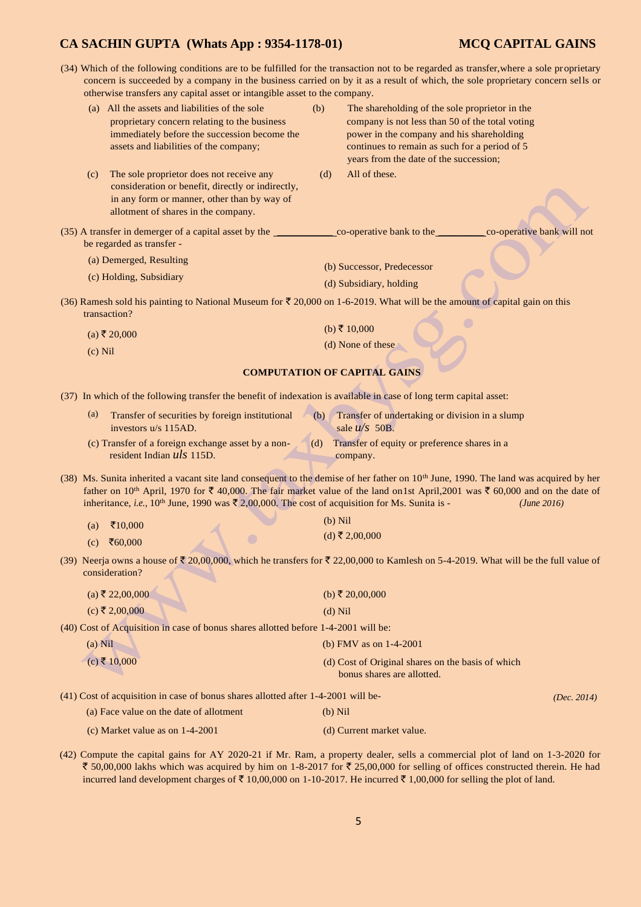(34) Which of the following conditions are to be fulfilled for the transaction not to be regarded as transfer,where a sole proprietary concern is succeeded by a company in the business carried on by it as a result of which, the sole proprietary concern sells or otherwise transfers any capital asset or intangible asset to the company.

(a) All the assets and liabilities of the sole proprietary concern relating to the business immediately before the succession become the assets and liabilities of the company;

(b) The shareholding of the sole proprietor in the company is not less than 50 of the total voting power in the company and his shareholding continues to remain as such for a period of 5 years from the date of the succession;

(c) The sole proprietor does not receive any consideration or benefit, directly or indirectly, in any form or manner, other than by way of allotment of shares in the company.

(d) All of these.

(35) A transfer in demerger of a capital asset by the ____________co-operative bank to the__________co-operative bank will not be regarded as transfer -

(a) Demerged, Resulting

(b) Successor, Predecessor

(c) Holding, Subsidiary

(d) Subsidiary, holding

(36) Ramesh sold his painting to National Museum for ₹ 20,000 on 1-6-2019. What will be the amount of capital gain on this transaction?

(a) ₹ 20,000

(b) ₹ 10,000

(c) Nil

(d) None of these

## COMPUTATION OF CAPITAL GAINS

(37) In which of the following transfer the benefit of indexation is available in case of long term capital asset:

(a) Transfer of securities by foreign institutional investors u/s 115AD.

(b) Transfer of undertaking or division in a slump sale *u/s* 50B.

(c) Transfer of a foreign exchange asset by a non-resident Indian *uls* 115D.

(d) Transfer of equity or preference shares in a company.

(38) Ms. Sunita inherited a vacant site land consequent to the demise of her father on 10th June, 1990. The land was acquired by her father on 10th April, 1970 for ₹ 40,000. The fair market value of the land on1st April,2001 was ₹ 60,000 and on the date of inheritance, *i.e.,* 10th June, 1990 was ₹ 2,00,000. The cost of acquisition for Ms. Sunita is - *(June 2016)*

(a) ₹10,000

(b) Nil

(c) ₹60,000

(d) ₹ 2,00,000

(39) Neerja owns a house of ₹ 20,00,000, which he transfers for ₹ 22,00,000 to Kamlesh on 5-4-2019. What will be the full value of consideration?

(a) ₹ 22,00,000

(b) ₹ 20,00,000

(c) ₹ 2,00,000

(d) Nil

(40) Cost of Acquisition in case of bonus shares allotted before 1-4-2001 will be:

(a) Nil

(b) FMV as on 1-4-2001

(c) ₹ 10,000

(d) Cost of Original shares on the basis of which bonus shares are allotted.

(41) Cost of acquisition in case of bonus shares allotted after 1-4-2001 will be- *(Dec. 2014)*

(a) Face value on the date of allotment

(b) Nil

(c) Market value as on 1-4-2001

(d) Current market value.

(42) Compute the capital gains for AY 2020-21 if Mr. Ram, a property dealer, sells a commercial plot of land on 1-3-2020 for ₹ 50,00,000 lakhs which was acquired by him on 1-8-2017 for ₹ 25,00,000 for selling of offices constructed therein. He had incurred land development charges of ₹ 10,00,000 on 1-10-2017. He incurred ₹ 1,00,000 for selling the plot of land.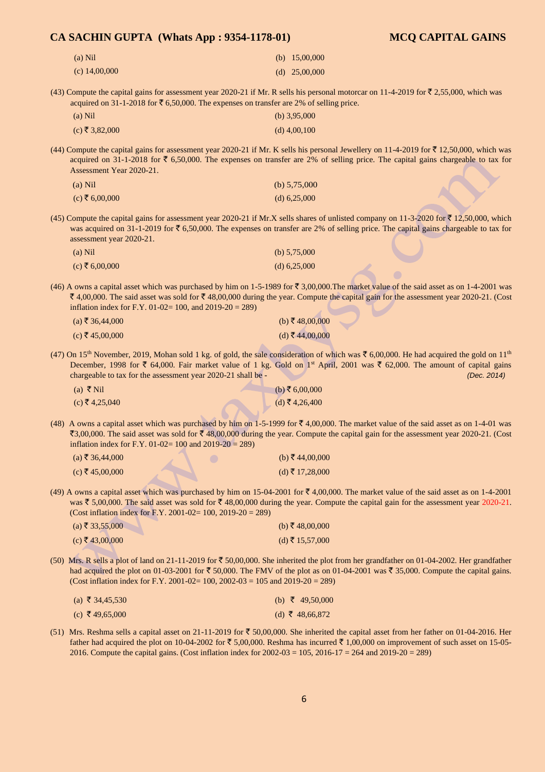(a) Nil | (b) 15,00,000

(c) 14,00,000 | (d) 25,00,000

(43) Compute the capital gains for assessment year 2020-21 if Mr. R sells his personal motorcar on 11-4-2019 for ₹ 2,55,000, which was acquired on 31-1-2018 for ₹ 6,50,000. The expenses on transfer are 2% of selling price.

(a) Nil | (b) 3,95,000

(c) ₹ 3,82,000 | (d) 4,00,100

(44) Compute the capital gains for assessment year 2020-21 if Mr. K sells his personal Jewellery on 11-4-2019 for ₹ 12,50,000, which was acquired on 31-1-2018 for ₹ 6,50,000. The expenses on transfer are 2% of selling price. The capital gains chargeable to tax for Assessment Year 2020-21.

(a) Nil | (b) 5,75,000

(c) ₹ 6,00,000 | (d) 6,25,000

(45) Compute the capital gains for assessment year 2020-21 if Mr.X sells shares of unlisted company on 11-3-2020 for ₹ 12,50,000, which was acquired on 31-1-2019 for ₹ 6,50,000. The expenses on transfer are 2% of selling price. The capital gains chargeable to tax for assessment year 2020-21.

(a) Nil | (b) 5,75,000

(c) ₹ 6,00,000 | (d) 6,25,000

(46) A owns a capital asset which was purchased by him on 1-5-1989 for ₹ 3,00,000.The market value of the said asset as on 1-4-2001 was ₹ 4,00,000. The said asset was sold for ₹ 48,00,000 during the year. Compute the capital gain for the assessment year 2020-21. (Cost inflation index for F.Y. 01-02= 100, and 2019-20 = 289)

(a) ₹ 36,44,000 | (b) ₹ 48,00,000

(c) ₹ 45,00,000 | (d) ₹ 44,00,000

(47) On 15th November, 2019, Mohan sold 1 kg. of gold, the sale consideration of which was ₹ 6,00,000. He had acquired the gold on 11th December, 1998 for ₹ 64,000. Fair market value of 1 kg. Gold on 1st April, 2001 was ₹ 62,000. The amount of capital gains chargeable to tax for the assessment year 2020-21 shall be - *(Dec. 2014)*

(a) ₹ Nil | (b) ₹ 6,00,000

(c) ₹ 4,25,040 | (d) ₹ 4,26,400

(48) A owns a capital asset which was purchased by him on 1-5-1999 for ₹ 4,00,000. The market value of the said asset as on 1-4-01 was ₹3,00,000. The said asset was sold for ₹ 48,00,000 during the year. Compute the capital gain for the assessment year 2020-21. (Cost inflation index for F.Y. 01-02= 100 and 2019-20 = 289)

(a) ₹ 36,44,000 | (b) ₹ 44,00,000

(c) ₹ 45,00,000 | (d) ₹ 17,28,000

(49) A owns a capital asset which was purchased by him on 15-04-2001 for ₹ 4,00,000. The market value of the said asset as on 1-4-2001 was ₹ 5,00,000. The said asset was sold for ₹ 48,00,000 during the year. Compute the capital gain for the assessment year 2020-21. (Cost inflation index for F.Y. 2001-02= 100, 2019-20 = 289)

(a) ₹ 33,55,000 | (b) ₹ 48,00,000

(c) ₹ 43,00,000 | (d) ₹ 15,57,000

(50) Mrs. R sells a plot of land on 21-11-2019 for ₹ 50,00,000. She inherited the plot from her grandfather on 01-04-2002. Her grandfather had acquired the plot on 01-03-2001 for ₹ 50,000. The FMV of the plot as on 01-04-2001 was ₹ 35,000. Compute the capital gains. (Cost inflation index for F.Y. 2001-02= 100, 2002-03 = 105 and 2019-20 = 289)

(a) ₹ 34,45,530 | (b) ₹ 49,50,000

(c) ₹ 49,65,000 | (d) ₹ 48,66,872

(51) Mrs. Reshma sells a capital asset on 21-11-2019 for ₹ 50,00,000. She inherited the capital asset from her father on 01-04-2016. Her father had acquired the plot on 10-04-2002 for ₹ 5,00,000. Reshma has incurred ₹ 1,00,000 on improvement of such asset on 15-05-2016. Compute the capital gains. (Cost inflation index for 2002-03 = 105, 2016-17 = 264 and 2019-20 = 289)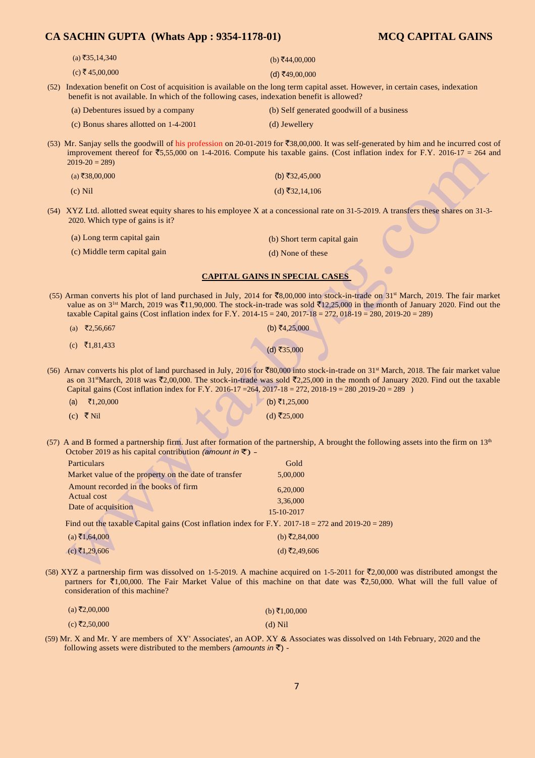(a) ₹35,14,340

(b) ₹44,00,000

(c) ₹ 45,00,000

(d) ₹49,00,000

(52) Indexation benefit on Cost of acquisition is available on the long term capital asset. However, in certain cases, indexation benefit is not available. In which of the following cases, indexation benefit is allowed?

(a) Debentures issued by a company

(b) Self generated goodwill of a business

(c) Bonus shares allotted on 1-4-2001

(d) Jewellery

(53) Mr. Sanjay sells the goodwill of his profession on 20-01-2019 for ₹38,00,000. It was self-generated by him and he incurred cost of improvement thereof for ₹5,55,000 on 1-4-2016. Compute his taxable gains. (Cost inflation index for F.Y. 2016-17 = 264 and 2019-20 = 289)

(a) ₹38,00,000

(b) ₹32,45,000

(c) Nil

(d) ₹32,14,106

(54) XYZ Ltd. allotted sweat equity shares to his employee X at a concessional rate on 31-5-2019. A transfers these shares on 31-3-2020. Which type of gains is it?

(a) Long term capital gain

(b) Short term capital gain

(c) Middle term capital gain

(d) None of these

## CAPITAL GAINS IN SPECIAL CASES

(55) Arman converts his plot of land purchased in July, 2014 for ₹8,00,000 into stock-in-trade on 31st March, 2019. The fair market value as on 31st March, 2019 was ₹11,90,000. The stock-in-trade was sold ₹12,25,000 in the month of January 2020. Find out the taxable Capital gains (Cost inflation index for F.Y. 2014-15 = 240, 2017-18 = 272, 018-19 = 280, 2019-20 = 289)

(a) ₹2,56,667

(b) ₹4,25,000

(c) ₹1,81,433

(d) ₹35,000

(56) Arnav converts his plot of land purchased in July, 2016 for ₹80,000 into stock-in-trade on 31st March, 2018. The fair market value as on 31stMarch, 2018 was ₹2,00,000. The stock-in-trade was sold ₹2,25,000 in the month of January 2020. Find out the taxable Capital gains (Cost inflation index for F.Y. 2016-17 =264, 2017-18 = 272, 2018-19 = 280 ,2019-20 = 289 )

(a) ₹1,20,000

(b) ₹1,25,000

(c) ₹ Nil

(d) ₹25,000

(57) A and B formed a partnership firm. Just after formation of the partnership, A brought the following assets into the firm on 13th October 2019 as his capital contribution *(amount in ₹)* -

| Particulars | Gold |
|---|---|
| Market value of the property on the date of transfer | 5,00,000 |
| Amount recorded in the books of firm | 6,20,000 |
| Actual cost | 3,36,000 |
| Date of acquisition | 15-10-2017 |

Find out the taxable Capital gains (Cost inflation index for F.Y. 2017-18 = 272 and 2019-20 = 289)

(a) ₹1,64,000

(b) ₹2,84,000

(c) ₹1,29,606

(d) ₹2,49,606

(58) XYZ a partnership firm was dissolved on 1-5-2019. A machine acquired on 1-5-2011 for ₹2,00,000 was distributed amongst the partners for ₹1,00,000. The Fair Market Value of this machine on that date was ₹2,50,000. What will the full value of consideration of this machine?

(a) ₹2,00,000

(b) ₹1,00,000

(c) ₹2,50,000

(d) Nil

(59) Mr. X and Mr. Y are members of XY' Associates', an AOP. XY & Associates was dissolved on 14th February, 2020 and the following assets were distributed to the members *(amounts in ₹)* -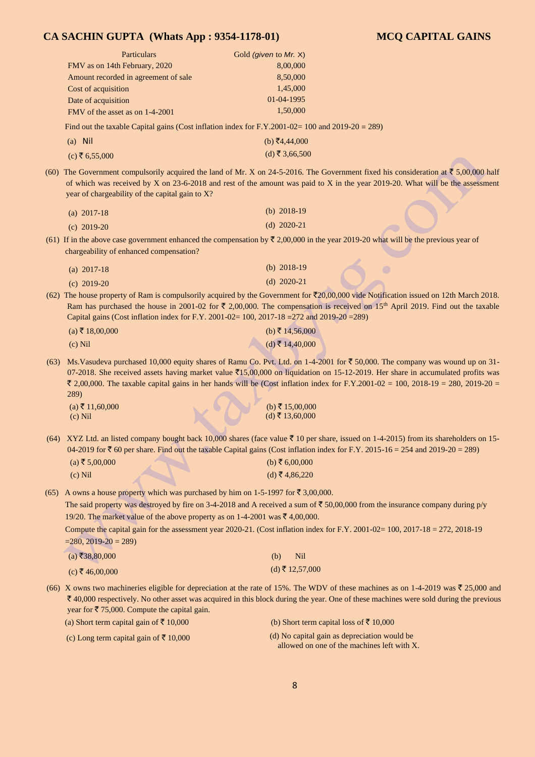| Particulars | Gold *(given to Mr. X)* |
|---|---|
| FMV as on 14th February, 2020 | 8,00,000 |
| Amount recorded in agreement of sale | 8,50,000 |
| Cost of acquisition | 1,45,000 |
| Date of acquisition | 01-04-1995 |
| FMV of the asset as on 1-4-2001 | 1,50,000 |

Find out the taxable Capital gains (Cost inflation index for F.Y.2001-02= 100 and 2019-20 = 289)

(a) Nil (b) ₹4,44,000

(c) ₹ 6,55,000 (d) ₹ 3,66,500

(60) The Government compulsorily acquired the land of Mr. X on 24-5-2016. The Government fixed his consideration at ₹ 5,00,000 half of which was received by X on 23-6-2018 and rest of the amount was paid to X in the year 2019-20. What will be the assessment year of chargeability of the capital gain to X?

(a) 2017-18 (b) 2018-19

(c) 2019-20 (d) 2020-21

(61) If in the above case government enhanced the compensation by ₹ 2,00,000 in the year 2019-20 what will be the previous year of chargeability of enhanced compensation?

(a) 2017-18 (b) 2018-19

(c) 2019-20 (d) 2020-21

(62) The house property of Ram is compulsorily acquired by the Government for ₹20,00,000 vide Notification issued on 12th March 2018. Ram has purchased the house in 2001-02 for ₹ 2,00,000. The compensation is received on 15th April 2019. Find out the taxable Capital gains (Cost inflation index for F.Y. 2001-02= 100, 2017-18 =272 and 2019-20 =289)

(a) ₹ 18,00,000 (b) ₹ 14,56,000

(c) Nil (d) ₹ 14,40,000

(63) Ms.Vasudeva purchased 10,000 equity shares of Ramu Co. Pvt. Ltd. on 1-4-2001 for ₹ 50,000. The company was wound up on 31-07-2018. She received assets having market value ₹15,00,000 on liquidation on 15-12-2019. Her share in accumulated profits was ₹ 2,00,000. The taxable capital gains in her hands will be (Cost inflation index for F.Y.2001-02 = 100, 2018-19 = 280, 2019-20 = 289)

(a) ₹ 11,60,000 (b) ₹ 15,00,000

(c) Nil (d) ₹ 13,60,000

(64) XYZ Ltd. an listed company bought back 10,000 shares (face value ₹ 10 per share, issued on 1-4-2015) from its shareholders on 15-04-2019 for ₹ 60 per share. Find out the taxable Capital gains (Cost inflation index for F.Y. 2015-16 = 254 and 2019-20 = 289)

(a) ₹ 5,00,000 (b) ₹ 6,00,000

(c) Nil (d) ₹ 4,86,220

(65) A owns a house property which was purchased by him on 1-5-1997 for ₹ 3,00,000.

The said property was destroyed by fire on 3-4-2018 and A received a sum of ₹ 50,00,000 from the insurance company during p/y 19/20. The market value of the above property as on 1-4-2001 was ₹ 4,00,000.

Compute the capital gain for the assessment year 2020-21. (Cost inflation index for F.Y. 2001-02= 100, 2017-18 = 272, 2018-19 =280, 2019-20 = 289)

(a) ₹38,80,000 (b) Nil

(c) ₹ 46,00,000 (d) ₹ 12,57,000

(66) X owns two machineries eligible for depreciation at the rate of 15%. The WDV of these machines as on 1-4-2019 was ₹ 25,000 and ₹ 40,000 respectively. No other asset was acquired in this block during the year. One of these machines were sold during the previous year for ₹ 75,000. Compute the capital gain.

(a) Short term capital gain of ₹ 10,000 (b) Short term capital loss of ₹ 10,000

(c) Long term capital gain of ₹ 10,000 (d) No capital gain as depreciation would be allowed on one of the machines left with X.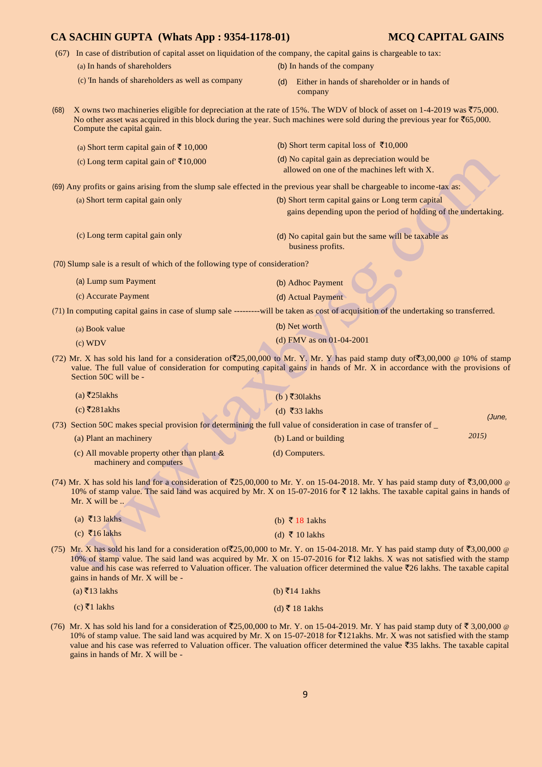(67) In case of distribution of capital asset on liquidation of the company, the capital gains is chargeable to tax:

(a) In hands of shareholders

(b) In hands of the company

(c) 'In hands of shareholders as well as company

(d) Either in hands of shareholder or in hands of company

(68) X owns two machineries eligible for depreciation at the rate of 15%. The WDV of block of asset on 1-4-2019 was ₹75,000. No other asset was acquired in this block during the year. Such machines were sold during the previous year for ₹65,000. Compute the capital gain.

(a) Short term capital gain of ₹ 10,000

(b) Short term capital loss of ₹10,000

(c) Long term capital gain of' ₹10,000

(d) No capital gain as depreciation would be allowed on one of the machines left with X.

(69) Any profits or gains arising from the slump sale effected in the previous year shall be chargeable to income-tax as:

(a) Short term capital gain only

(b) Short term capital gains or Long term capital gains depending upon the period of holding of the undertaking.

(c) Long term capital gain only

(d) No capital gain but the same will be taxable as business profits.

(70) Slump sale is a result of which of the following type of consideration?

(a) Lump sum Payment

(b) Adhoc Payment

(c) Accurate Payment

(d) Actual Payment

(71) In computing capital gains in case of slump sale ---------will be taken as cost of acquisition of the undertaking so transferred.

(a) Book value

(b) Net worth

(c) WDV

(d) FMV as on 01-04-2001

(72) Mr. X has sold his land for a consideration of₹25,00,000 to Mr. Y. Mr. Y has paid stamp duty of₹3,00,000 @ 10% of stamp value. The full value of consideration for computing capital gains in hands of Mr. X in accordance with the provisions of Section 50C will be -

(a) ₹25lakhs

(b ) ₹30lakhs

(c) ₹281akhs

(d) ₹33 lakhs

(73) Section 50C makes special provision for determining the full value of consideration in case of transfer of _ *(June, 2015)*

(a) Plant an machinery

(b) Land or building

(c) All movable property other than plant & machinery and computers

(d) Computers.

(74) Mr. X has sold his land for a consideration of ₹25,00,000 to Mr. Y. on 15-04-2018. Mr. Y has paid stamp duty of ₹3,00,000 @ 10% of stamp value. The said land was acquired by Mr. X on 15-07-2016 for ₹ 12 lakhs. The taxable capital gains in hands of Mr. X will be ..

(a) ₹13 lakhs

(b) ₹ 18 1akhs

(c) ₹16 lakhs

(d) ₹ 10 lakhs

(75) Mr. X has sold his land for a consideration of₹25,00,000 to Mr. Y. on 15-04-2018. Mr. Y has paid stamp duty of ₹3,00,000 @ 10% of stamp value. The said land was acquired by Mr. X on 15-07-2016 for ₹12 lakhs. X was not satisfied with the stamp value and his case was referred to Valuation officer. The valuation officer determined the value ₹26 lakhs. The taxable capital gains in hands of Mr. X will be -

(a) ₹13 lakhs

(b) ₹14 1akhs

(c) ₹1 lakhs

(d) ₹ 18 1akhs

(76) Mr. X has sold his land for a consideration of ₹25,00,000 to Mr. Y. on 15-04-2019. Mr. Y has paid stamp duty of ₹ 3,00,000 @ 10% of stamp value. The said land was acquired by Mr. X on 15-07-2018 for ₹121akhs. Mr. X was not satisfied with the stamp value and his case was referred to Valuation officer. The valuation officer determined the value ₹35 lakhs. The taxable capital gains in hands of Mr. X will be -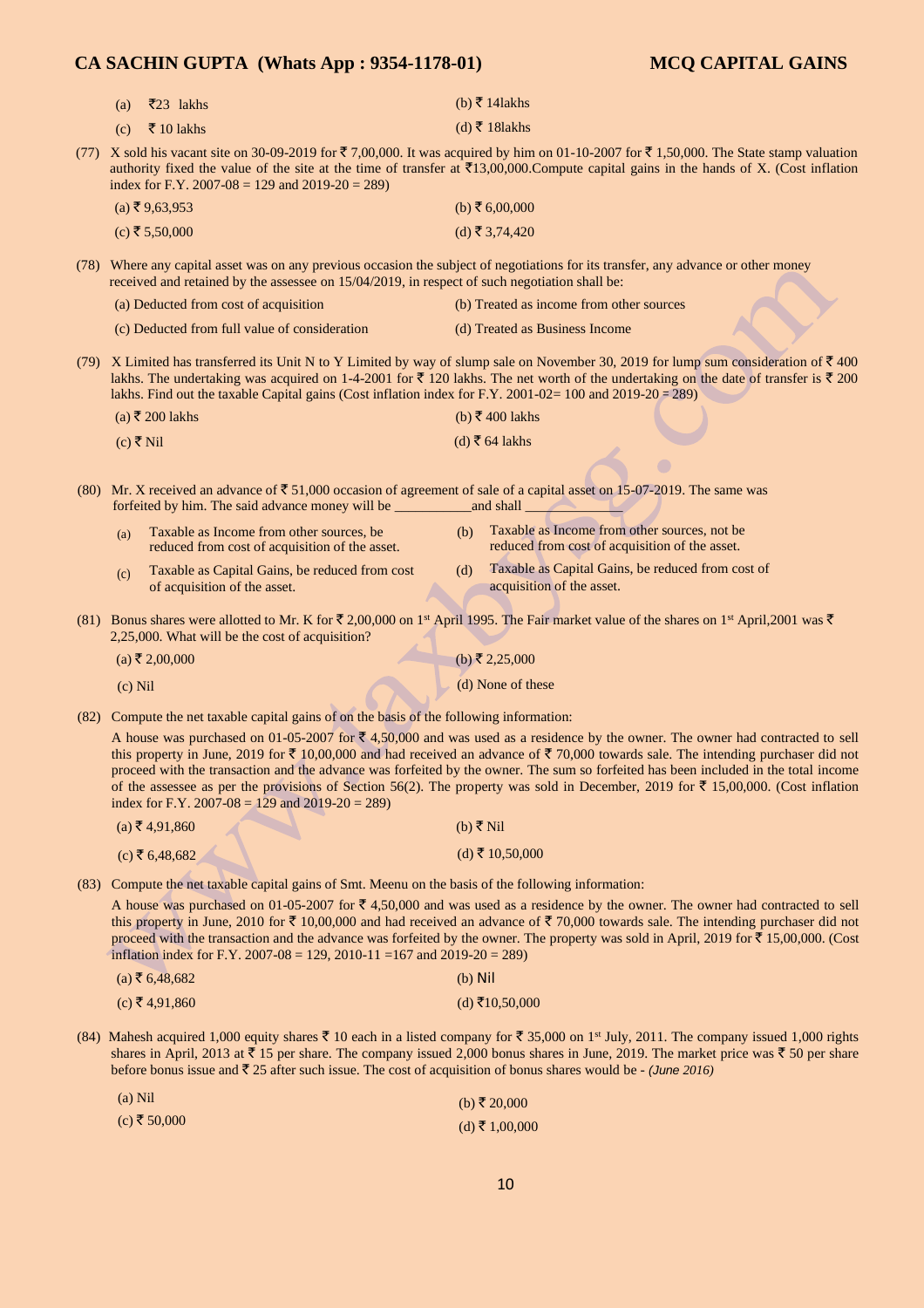(a) ₹23 lakhs
(b) ₹ 14lakhs
(c) ₹ 10 lakhs
(d) ₹ 18lakhs

(77) X sold his vacant site on 30-09-2019 for ₹ 7,00,000. It was acquired by him on 01-10-2007 for ₹ 1,50,000. The State stamp valuation authority fixed the value of the site at the time of transfer at ₹13,00,000.Compute capital gains in the hands of X. (Cost inflation index for F.Y. 2007-08 = 129 and 2019-20 = 289)

(a) ₹ 9,63,953
(b) ₹ 6,00,000
(c) ₹ 5,50,000
(d) ₹ 3,74,420

(78) Where any capital asset was on any previous occasion the subject of negotiations for its transfer, any advance or other money received and retained by the assessee on 15/04/2019, in respect of such negotiation shall be:

(a) Deducted from cost of acquisition
(b) Treated as income from other sources
(c) Deducted from full value of consideration
(d) Treated as Business Income

(79) X Limited has transferred its Unit N to Y Limited by way of slump sale on November 30, 2019 for lump sum consideration of ₹ 400 lakhs. The undertaking was acquired on 1-4-2001 for ₹ 120 lakhs. The net worth of the undertaking on the date of transfer is ₹ 200 lakhs. Find out the taxable Capital gains (Cost inflation index for F.Y. 2001-02= 100 and 2019-20 = 289)

(a) ₹ 200 lakhs
(b) ₹ 400 lakhs
(c) ₹ Nil
(d) ₹ 64 lakhs

(80) Mr. X received an advance of ₹ 51,000 occasion of agreement of sale of a capital asset on 15-07-2019. The same was forfeited by him. The said advance money will be ___________and shall ______________

(a) Taxable as Income from other sources, be reduced from cost of acquisition of the asset.
(b) Taxable as Income from other sources, not be reduced from cost of acquisition of the asset.
(c) Taxable as Capital Gains, be reduced from cost of acquisition of the asset.
(d) Taxable as Capital Gains, be reduced from cost of acquisition of the asset.

(81) Bonus shares were allotted to Mr. K for ₹ 2,00,000 on 1st April 1995. The Fair market value of the shares on 1st April,2001 was ₹ 2,25,000. What will be the cost of acquisition?

(a) ₹ 2,00,000
(b) ₹ 2,25,000
(c) Nil
(d) None of these

(82) Compute the net taxable capital gains of on the basis of the following information:

A house was purchased on 01-05-2007 for ₹ 4,50,000 and was used as a residence by the owner. The owner had contracted to sell this property in June, 2019 for ₹ 10,00,000 and had received an advance of ₹ 70,000 towards sale. The intending purchaser did not proceed with the transaction and the advance was forfeited by the owner. The sum so forfeited has been included in the total income of the assessee as per the provisions of Section 56(2). The property was sold in December, 2019 for ₹ 15,00,000. (Cost inflation index for F.Y. 2007-08 = 129 and 2019-20 = 289)

(a) ₹ 4,91,860
(b) ₹ Nil
(c) ₹ 6,48,682
(d) ₹ 10,50,000

(83) Compute the net taxable capital gains of Smt. Meenu on the basis of the following information:

A house was purchased on 01-05-2007 for ₹ 4,50,000 and was used as a residence by the owner. The owner had contracted to sell this property in June, 2010 for ₹ 10,00,000 and had received an advance of ₹ 70,000 towards sale. The intending purchaser did not proceed with the transaction and the advance was forfeited by the owner. The property was sold in April, 2019 for ₹ 15,00,000. (Cost inflation index for F.Y. 2007-08 = 129, 2010-11 =167 and 2019-20 = 289)

(a) ₹ 6,48,682
(b) Nil
(c) ₹ 4,91,860
(d) ₹10,50,000

(84) Mahesh acquired 1,000 equity shares ₹ 10 each in a listed company for ₹ 35,000 on 1st July, 2011. The company issued 1,000 rights shares in April, 2013 at ₹ 15 per share. The company issued 2,000 bonus shares in June, 2019. The market price was ₹ 50 per share before bonus issue and ₹ 25 after such issue. The cost of acquisition of bonus shares would be - *(June 2016)*

(a) Nil
(b) ₹ 20,000
(c) ₹ 50,000
(d) ₹ 1,00,000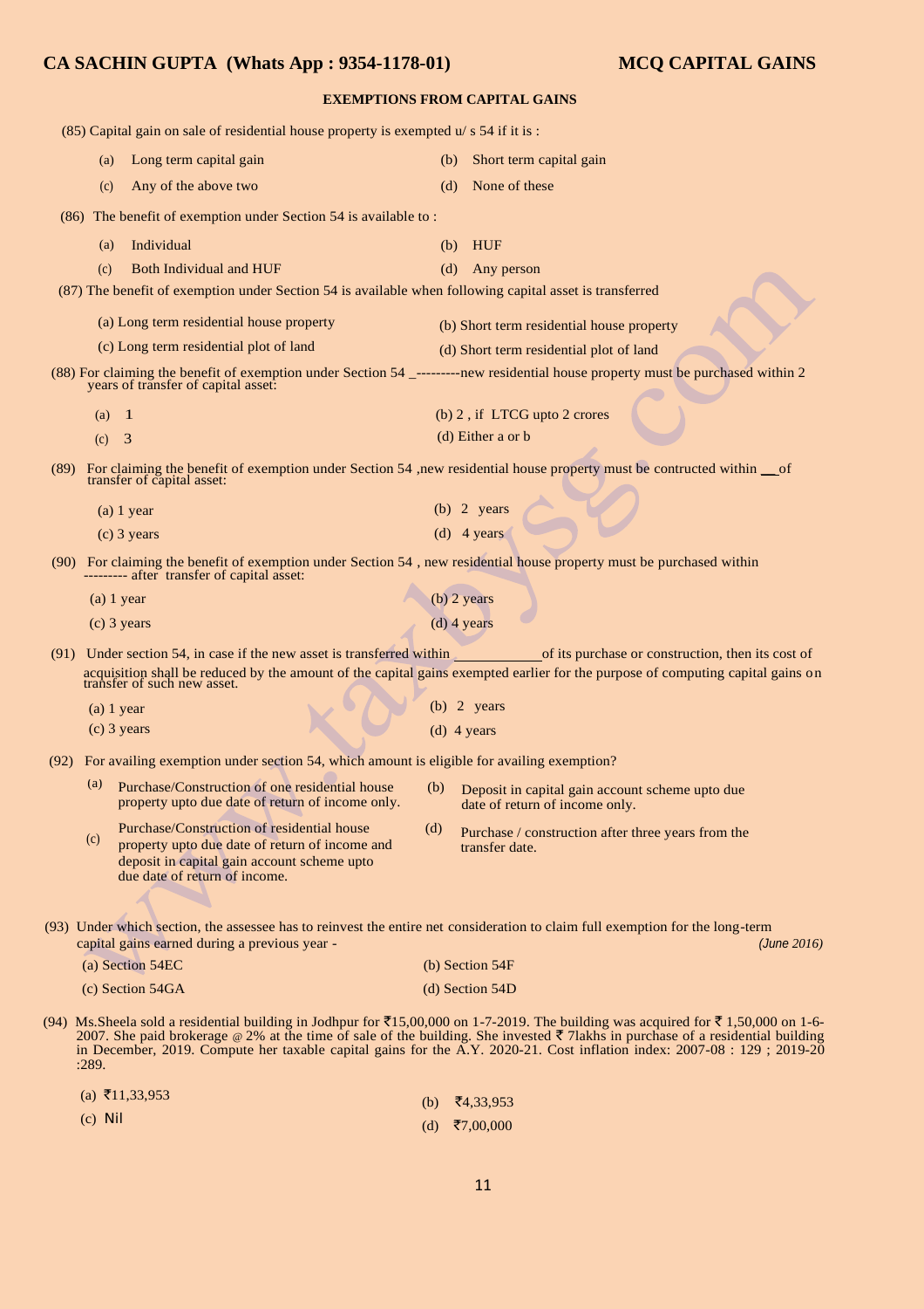## EXEMPTIONS FROM CAPITAL GAINS

(85) Capital gain on sale of residential house property is exempted u/ s 54 if it is :

(a) Long term capital gain
(b) Short term capital gain
(c) Any of the above two
(d) None of these

(86) The benefit of exemption under Section 54 is available to :

(a) Individual
(b) HUF
(c) Both Individual and HUF
(d) Any person

(87) The benefit of exemption under Section 54 is available when following capital asset is transferred

(a) Long term residential house property
(b) Short term residential house property
(c) Long term residential plot of land
(d) Short term residential plot of land

(88) For claiming the benefit of exemption under Section 54 _---------new residential house property must be purchased within 2 years of transfer of capital asset:

(a) 1
(b) 2 , if LTCG upto 2 crores
(c) 3
(d) Either a or b

(89) For claiming the benefit of exemption under Section 54 ,new residential house property must be contructed within __of transfer of capital asset:

(a) 1 year
(b) 2 years
(c) 3 years
(d) 4 years

(90) For claiming the benefit of exemption under Section 54 , new residential house property must be purchased within --------- after transfer of capital asset:

(a) 1 year
(b) 2 years
(c) 3 years
(d) 4 years

(91) Under section 54, in case if the new asset is transferred within ____________ of its purchase or construction, then its cost of acquisition shall be reduced by the amount of the capital gains exempted earlier for the purpose of computing capital gains on transfer of such new asset.

(a) 1 year
(b) 2 years
(c) 3 years
(d) 4 years

(92) For availing exemption under section 54, which amount is eligible for availing exemption?

(a) Purchase/Construction of one residential house property upto due date of return of income only.
(b) Deposit in capital gain account scheme upto due date of return of income only.
(c) Purchase/Construction of residential house property upto due date of return of income and deposit in capital gain account scheme upto due date of return of income.
(d) Purchase / construction after three years from the transfer date.

(93) Under which section, the assessee has to reinvest the entire net consideration to claim full exemption for the long-term capital gains earned during a previous year - *(June 2016)*

(a) Section 54EC
(b) Section 54F
(c) Section 54GA
(d) Section 54D

(94) Ms.Sheela sold a residential building in Jodhpur for ₹15,00,000 on 1-7-2019. The building was acquired for ₹ 1,50,000 on 1-6-2007. She paid brokerage @ 2% at the time of sale of the building. She invested ₹ 7lakhs in purchase of a residential building in December, 2019. Compute her taxable capital gains for the A.Y. 2020-21. Cost inflation index: 2007-08 : 129 ; 2019-20 :289.

(a) ₹11,33,953
(b) ₹4,33,953
(c) Nil
(d) ₹7,00,000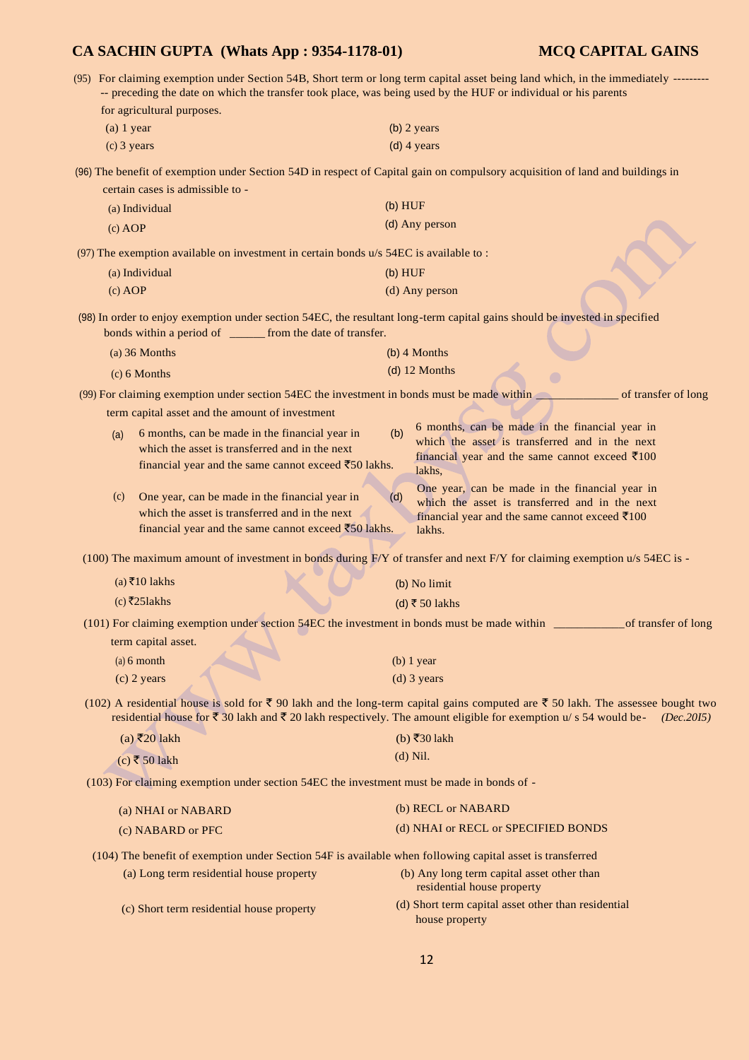(95) For claiming exemption under Section 54B, Short term or long term capital asset being land which, in the immediately ----------- preceding the date on which the transfer took place, was being used by the HUF or individual or his parents for agricultural purposes.

(a) 1 year
(b) 2 years
(c) 3 years
(d) 4 years

(96) The benefit of exemption under Section 54D in respect of Capital gain on compulsory acquisition of land and buildings in certain cases is admissible to -

(a) Individual
(b) HUF
(c) AOP
(d) Any person

(97) The exemption available on investment in certain bonds u/s 54EC is available to :

(a) Individual
(b) HUF
(c) AOP
(d) Any person

(98) In order to enjoy exemption under section 54EC, the resultant long-term capital gains should be invested in specified bonds within a period of ______ from the date of transfer.

(a) 36 Months
(b) 4 Months
(c) 6 Months
(d) 12 Months

(99) For claiming exemption under section 54EC the investment in bonds must be made within _____________ of transfer of long term capital asset and the amount of investment

(a) 6 months, can be made in the financial year in which the asset is transferred and in the next financial year and the same cannot exceed ₹50 lakhs.
(b) 6 months, can be made in the financial year in which the asset is transferred and in the next financial year and the same cannot exceed ₹100 lakhs,
(c) One year, can be made in the financial year in which the asset is transferred and in the next financial year and the same cannot exceed ₹50 lakhs.
(d) One year, can be made in the financial year in which the asset is transferred and in the next financial year and the same cannot exceed ₹100 lakhs.

(100) The maximum amount of investment in bonds during F/Y of transfer and next F/Y for claiming exemption u/s 54EC is -

(a) ₹10 lakhs
(b) No limit
(c) ₹25lakhs
(d) ₹ 50 lakhs

(101) For claiming exemption under section 54EC the investment in bonds must be made within ___________of transfer of long term capital asset.

(a) 6 month
(b) 1 year
(c) 2 years
(d) 3 years

(102) A residential house is sold for ₹ 90 lakh and the long-term capital gains computed are ₹ 50 lakh. The assessee bought two residential house for ₹ 30 lakh and ₹ 20 lakh respectively. The amount eligible for exemption u/ s 54 would be- *(Dec.2015)*

(a) ₹20 lakh
(b) ₹30 lakh
(c) ₹ 50 lakh
(d) Nil.

(103) For claiming exemption under section 54EC the investment must be made in bonds of -

(a) NHAI or NABARD
(b) RECL or NABARD
(c) NABARD or PFC
(d) NHAI or RECL or SPECIFIED BONDS

(104) The benefit of exemption under Section 54F is available when following capital asset is transferred

(a) Long term residential house property
(b) Any long term capital asset other than residential house property
(c) Short term residential house property
(d) Short term capital asset other than residential house property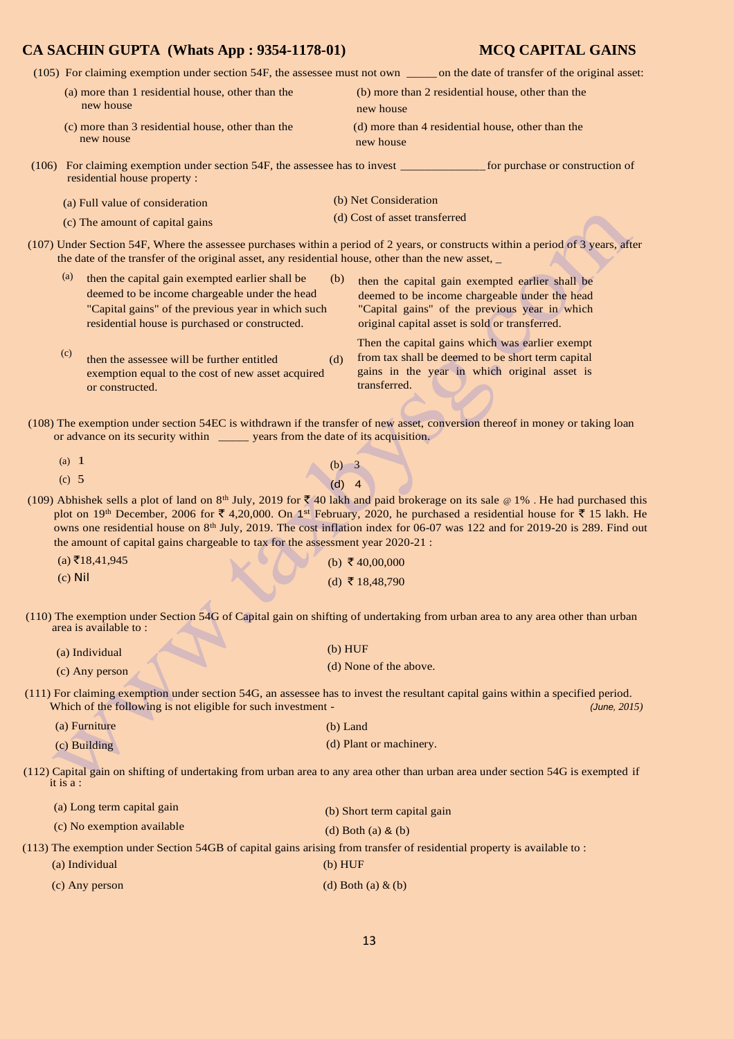(105) For claiming exemption under section 54F, the assessee must not own _____ on the date of transfer of the original asset:

(a) more than 1 residential house, other than the new house

(b) more than 2 residential house, other than the new house

(c) more than 3 residential house, other than the new house

(d) more than 4 residential house, other than the new house

(106) For claiming exemption under section 54F, the assessee has to invest ______________ for purchase or construction of residential house property :

(a) Full value of consideration

(b) Net Consideration

(c) The amount of capital gains

(d) Cost of asset transferred

(107) Under Section 54F, Where the assessee purchases within a period of 2 years, or constructs within a period of 3 years, after the date of the transfer of the original asset, any residential house, other than the new asset, _

(a) then the capital gain exempted earlier shall be deemed to be income chargeable under the head "Capital gains" of the previous year in which such residential house is purchased or constructed.

(b) then the capital gain exempted earlier shall be deemed to be income chargeable under the head "Capital gains" of the previous year in which original capital asset is sold or transferred.

(c) then the assessee will be further entitled exemption equal to the cost of new asset acquired or constructed.

(d) Then the capital gains which was earlier exempt from tax shall be deemed to be short term capital gains in the year in which original asset is transferred.

(108) The exemption under section 54EC is withdrawn if the transfer of new asset, conversion thereof in money or taking loan or advance on its security within _____ years from the date of its acquisition.

(a) 1

(b) 3

(c) 5

(d) 4

(109) Abhishek sells a plot of land on 8th July, 2019 for ₹ 40 lakh and paid brokerage on its sale @ 1% . He had purchased this plot on 19th December, 2006 for ₹ 4,20,000. On 1st February, 2020, he purchased a residential house for ₹ 15 lakh. He owns one residential house on 8th July, 2019. The cost inflation index for 06-07 was 122 and for 2019-20 is 289. Find out the amount of capital gains chargeable to tax for the assessment year 2020-21 :

(a) ₹18,41,945

(b) ₹ 40,00,000

(c) Nil

(d) ₹ 18,48,790

(110) The exemption under Section 54G of Capital gain on shifting of undertaking from urban area to any area other than urban area is available to :

(a) Individual

(b) HUF

(c) Any person

(d) None of the above.

(111) For claiming exemption under section 54G, an assessee has to invest the resultant capital gains within a specified period. Which of the following is not eligible for such investment - *(June, 2015)*

(a) Furniture

(b) Land

(c) Building

(d) Plant or machinery.

(112) Capital gain on shifting of undertaking from urban area to any area other than urban area under section 54G is exempted if it is a :

(a) Long term capital gain

(b) Short term capital gain

(c) No exemption available

(d) Both (a) & (b)

(113) The exemption under Section 54GB of capital gains arising from transfer of residential property is available to :

(a) Individual

(b) HUF

(c) Any person

(d) Both (a) & (b)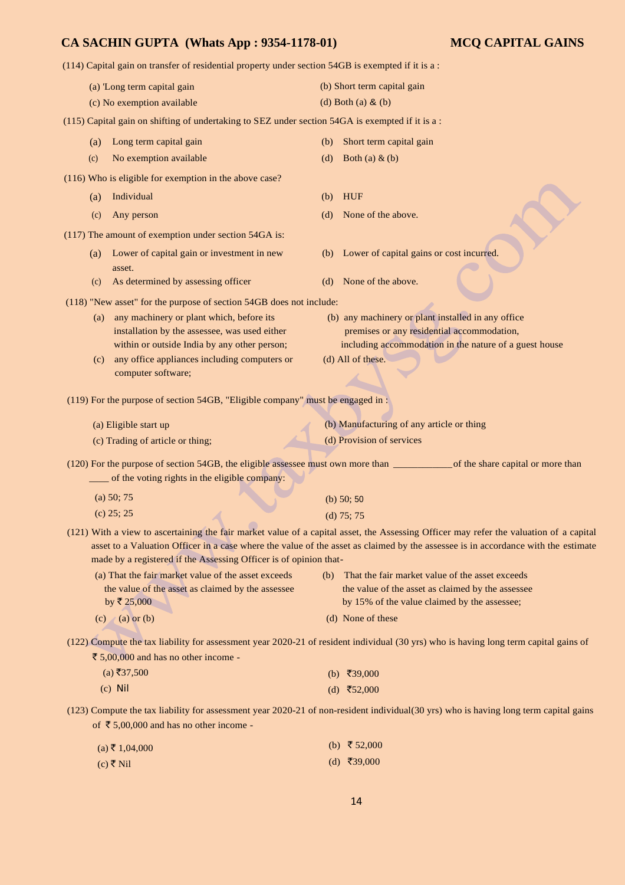(114) Capital gain on transfer of residential property under section 54GB is exempted if it is a :

(a) 'Long term capital gain
(b) Short term capital gain
(c) No exemption available
(d) Both (a) & (b)

(115) Capital gain on shifting of undertaking to SEZ under section 54GA is exempted if it is a :

(a) Long term capital gain
(b) Short term capital gain
(c) No exemption available
(d) Both (a) & (b)

(116) Who is eligible for exemption in the above case?

(a) Individual
(b) HUF
(c) Any person
(d) None of the above.

(117) The amount of exemption under section 54GA is:

(a) Lower of capital gain or investment in new asset.
(b) Lower of capital gains or cost incurred.
(c) As determined by assessing officer
(d) None of the above.

(118) "New asset" for the purpose of section 54GB does not include:

(a) any machinery or plant which, before its installation by the assessee, was used either within or outside India by any other person;
(b) any machinery or plant installed in any office premises or any residential accommodation, including accommodation in the nature of a guest house
(c) any office appliances including computers or computer software;
(d) All of these.

(119) For the purpose of section 54GB, "Eligible company" must be engaged in :

(a) Eligible start up
(b) Manufacturing of any article or thing
(c) Trading of article or thing;
(d) Provision of services

(120) For the purpose of section 54GB, the eligible assessee must own more than ____________of the share capital or more than ____ of the voting rights in the eligible company:

(a) 50; 75
(b) 50; 50
(c) 25; 25
(d) 75; 75

(121) With a view to ascertaining the fair market value of a capital asset, the Assessing Officer may refer the valuation of a capital asset to a Valuation Officer in a case where the value of the asset as claimed by the assessee is in accordance with the estimate made by a registered if the Assessing Officer is of opinion that-

(a) That the fair market value of the asset exceeds the value of the asset as claimed by the assessee by ₹ 25,000
(b) That the fair market value of the asset exceeds the value of the asset as claimed by the assessee by 15% of the value claimed by the assessee;
(c) (a) or (b)
(d) None of these

(122) Compute the tax liability for assessment year 2020-21 of resident individual (30 yrs) who is having long term capital gains of ₹ 5,00,000 and has no other income -

(a) ₹37,500
(b) ₹39,000
(c) Nil
(d) ₹52,000

(123) Compute the tax liability for assessment year 2020-21 of non-resident individual(30 yrs) who is having long term capital gains of ₹ 5,00,000 and has no other income -

(a) ₹ 1,04,000
(b) ₹ 52,000
(c) ₹ Nil
(d) ₹39,000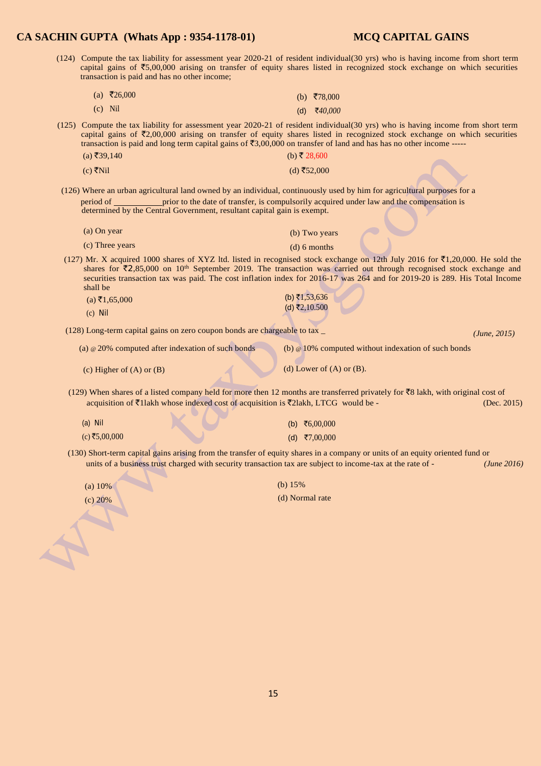(124) Compute the tax liability for assessment year 2020-21 of resident individual(30 yrs) who is having income from short term capital gains of ₹5,00,000 arising on transfer of equity shares listed in recognized stock exchange on which securities transaction is paid and has no other income;

(a) ₹26,000 (b) ₹78,000

(c) Nil (d) *₹40,000*

(125) Compute the tax liability for assessment year 2020-21 of resident individual(30 yrs) who is having income from short term capital gains of ₹2,00,000 arising on transfer of equity shares listed in recognized stock exchange on which securities transaction is paid and long term capital gains of ₹3,00,000 on transfer of land and has has no other income -----

(a) ₹39,140 (b) ₹ 28,600

(c) ₹Nil (d) ₹52,000

(126) Where an urban agricultural land owned by an individual, continuously used by him for agricultural purposes for a period of ___________prior to the date of transfer, is compulsorily acquired under law and the compensation is determined by the Central Government, resultant capital gain is exempt.

(a) On year (b) Two years

(c) Three years (d) 6 months

(127) Mr. X acquired 1000 shares of XYZ ltd. listed in recognised stock exchange on 12th July 2016 for ₹1,20,000. He sold the shares for ₹2,85,000 on 10th September 2019. The transaction was carried out through recognised stock exchange and securities transaction tax was paid. The cost inflation index for 2016-17 was 264 and for 2019-20 is 289. His Total Income shall be

(a) ₹1,65,000 (b) ₹1,53,636

(c) Nil (d) ₹2,10.500

(128) Long-term capital gains on zero coupon bonds are chargeable to tax _ *(June, 2015)*

(a) @ 20% computed after indexation of such bonds (b) @ 10% computed without indexation of such bonds

(c) Higher of (A) or (B) (d) Lower of (A) or (B).

(129) When shares of a listed company held for more then 12 months are transferred privately for ₹8 lakh, with original cost of acquisition of ₹1lakh whose indexed cost of acquisition is ₹2lakh, LTCG would be - (Dec. 2015)

(a) Nil (b) ₹6,00,000

(c) ₹5,00,000 (d) ₹7,00,000

(130) Short-term capital gains arising from the transfer of equity shares in a company or units of an equity oriented fund or units of a business trust charged with security transaction tax are subject to income-tax at the rate of - *(June 2016)*

(a) 10% (b) 15%

(c) 20% (d) Normal rate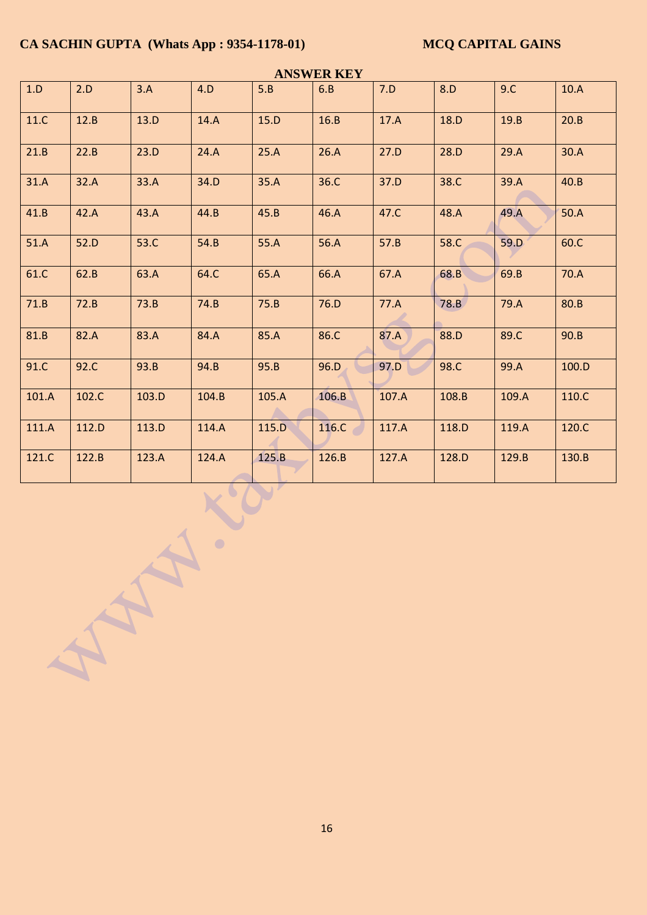## ANSWER KEY

| | | | | | | | | | |
|---|---|---|---|---|---|---|---|---|---|
| 1.D | 2.D | 3.A | 4.D | 5.B | 6.B | 7.D | 8.D | 9.C | 10.A |
| 11.C | 12.B | 13.D | 14.A | 15.D | 16.B | 17.A | 18.D | 19.B | 20.B |
| 21.B | 22.B | 23.D | 24.A | 25.A | 26.A | 27.D | 28.D | 29.A | 30.A |
| 31.A | 32.A | 33.A | 34.D | 35.A | 36.C | 37.D | 38.C | 39.A | 40.B |
| 41.B | 42.A | 43.A | 44.B | 45.B | 46.A | 47.C | 48.A | 49.A | 50.A |
| 51.A | 52.D | 53.C | 54.B | 55.A | 56.A | 57.B | 58.C | 59.D | 60.C |
| 61.C | 62.B | 63.A | 64.C | 65.A | 66.A | 67.A | 68.B | 69.B | 70.A |
| 71.B | 72.B | 73.B | 74.B | 75.B | 76.D | 77.A | 78.B | 79.A | 80.B |
| 81.B | 82.A | 83.A | 84.A | 85.A | 86.C | 87.A | 88.D | 89.C | 90.B |
| 91.C | 92.C | 93.B | 94.B | 95.B | 96.D | 97.D | 98.C | 99.A | 100.D |
| 101.A | 102.C | 103.D | 104.B | 105.A | 106.B | 107.A | 108.B | 109.A | 110.C |
| 111.A | 112.D | 113.D | 114.A | 115.D | 116.C | 117.A | 118.D | 119.A | 120.C |
| 121.C | 122.B | 123.A | 124.A | 125.B | 126.B | 127.A | 128.D | 129.B | 130.B |